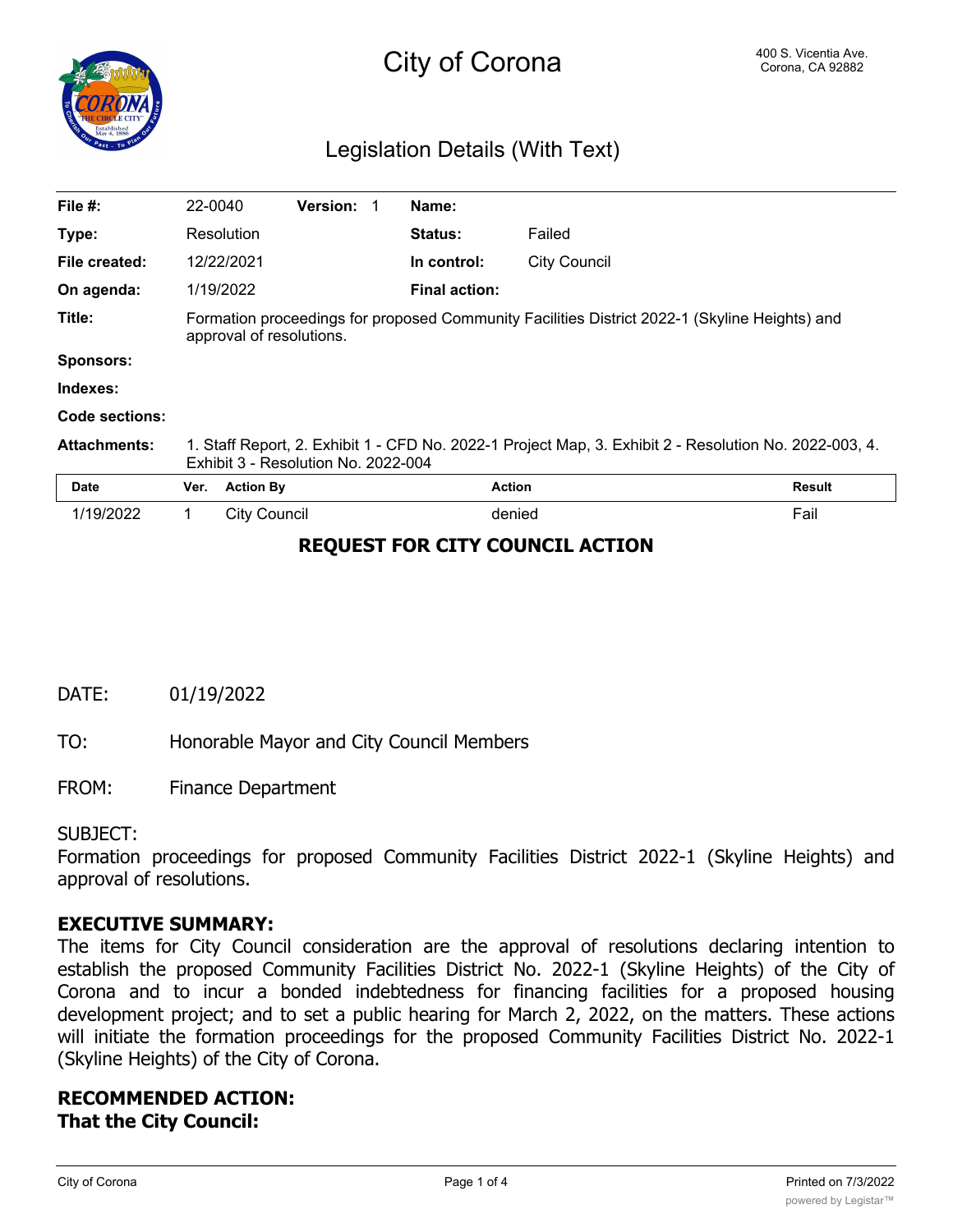# City of Corona

400 S. Vicentia Ave.
Corona, CA 92882

## Legislation Details (With Text)

| | | | | | |
|---|---|---|---|---|---|
| **File #:** | 22-0040 | **Version:** 1 | | **Name:** | |
| **Type:** | Resolution | | | **Status:** | Failed |
| **File created:** | 12/22/2021 | | | **In control:** | City Council |
| **On agenda:** | 1/19/2022 | | | **Final action:** | |
| **Title:** | Formation proceedings for proposed Community Facilities District 2022-1 (Skyline Heights) and approval of resolutions. | | | | |
| **Sponsors:** | | | | | |
| **Indexes:** | | | | | |
| **Code sections:** | | | | | |
| **Attachments:** | 1. Staff Report, 2. Exhibit 1 - CFD No. 2022-1 Project Map, 3. Exhibit 2 - Resolution No. 2022-003, 4. Exhibit 3 - Resolution No. 2022-004 | | | | |

| Date | Ver. | Action By | Action | Result |
|---|---|---|---|---|
| 1/19/2022 | 1 | City Council | denied | Fail |

## REQUEST FOR CITY COUNCIL ACTION

DATE: 01/19/2022

TO: Honorable Mayor and City Council Members

FROM: Finance Department

SUBJECT:
Formation proceedings for proposed Community Facilities District 2022-1 (Skyline Heights) and approval of resolutions.

**EXECUTIVE SUMMARY:**
The items for City Council consideration are the approval of resolutions declaring intention to establish the proposed Community Facilities District No. 2022-1 (Skyline Heights) of the City of Corona and to incur a bonded indebtedness for financing facilities for a proposed housing development project; and to set a public hearing for March 2, 2022, on the matters. These actions will initiate the formation proceedings for the proposed Community Facilities District No. 2022-1 (Skyline Heights) of the City of Corona.

**RECOMMENDED ACTION:**
**That the City Council:**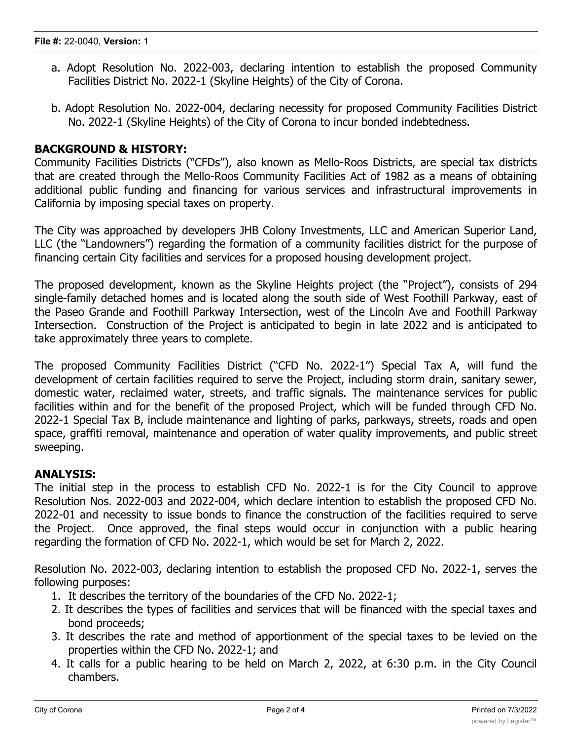a. Adopt Resolution No. 2022-003, declaring intention to establish the proposed Community Facilities District No. 2022-1 (Skyline Heights) of the City of Corona.

b. Adopt Resolution No. 2022-004, declaring necessity for proposed Community Facilities District No. 2022-1 (Skyline Heights) of the City of Corona to incur bonded indebtedness.

## BACKGROUND & HISTORY:

Community Facilities Districts ("CFDs"), also known as Mello-Roos Districts, are special tax districts that are created through the Mello-Roos Community Facilities Act of 1982 as a means of obtaining additional public funding and financing for various services and infrastructural improvements in California by imposing special taxes on property.

The City was approached by developers JHB Colony Investments, LLC and American Superior Land, LLC (the "Landowners") regarding the formation of a community facilities district for the purpose of financing certain City facilities and services for a proposed housing development project.

The proposed development, known as the Skyline Heights project (the "Project"), consists of 294 single-family detached homes and is located along the south side of West Foothill Parkway, east of the Paseo Grande and Foothill Parkway Intersection, west of the Lincoln Ave and Foothill Parkway Intersection. Construction of the Project is anticipated to begin in late 2022 and is anticipated to take approximately three years to complete.

The proposed Community Facilities District ("CFD No. 2022-1") Special Tax A, will fund the development of certain facilities required to serve the Project, including storm drain, sanitary sewer, domestic water, reclaimed water, streets, and traffic signals. The maintenance services for public facilities within and for the benefit of the proposed Project, which will be funded through CFD No. 2022-1 Special Tax B, include maintenance and lighting of parks, parkways, streets, roads and open space, graffiti removal, maintenance and operation of water quality improvements, and public street sweeping.

## ANALYSIS:

The initial step in the process to establish CFD No. 2022-1 is for the City Council to approve Resolution Nos. 2022-003 and 2022-004, which declare intention to establish the proposed CFD No. 2022-01 and necessity to issue bonds to finance the construction of the facilities required to serve the Project. Once approved, the final steps would occur in conjunction with a public hearing regarding the formation of CFD No. 2022-1, which would be set for March 2, 2022.

Resolution No. 2022-003, declaring intention to establish the proposed CFD No. 2022-1, serves the following purposes:

1. It describes the territory of the boundaries of the CFD No. 2022-1;
2. It describes the types of facilities and services that will be financed with the special taxes and bond proceeds;
3. It describes the rate and method of apportionment of the special taxes to be levied on the properties within the CFD No. 2022-1; and
4. It calls for a public hearing to be held on March 2, 2022, at 6:30 p.m. in the City Council chambers.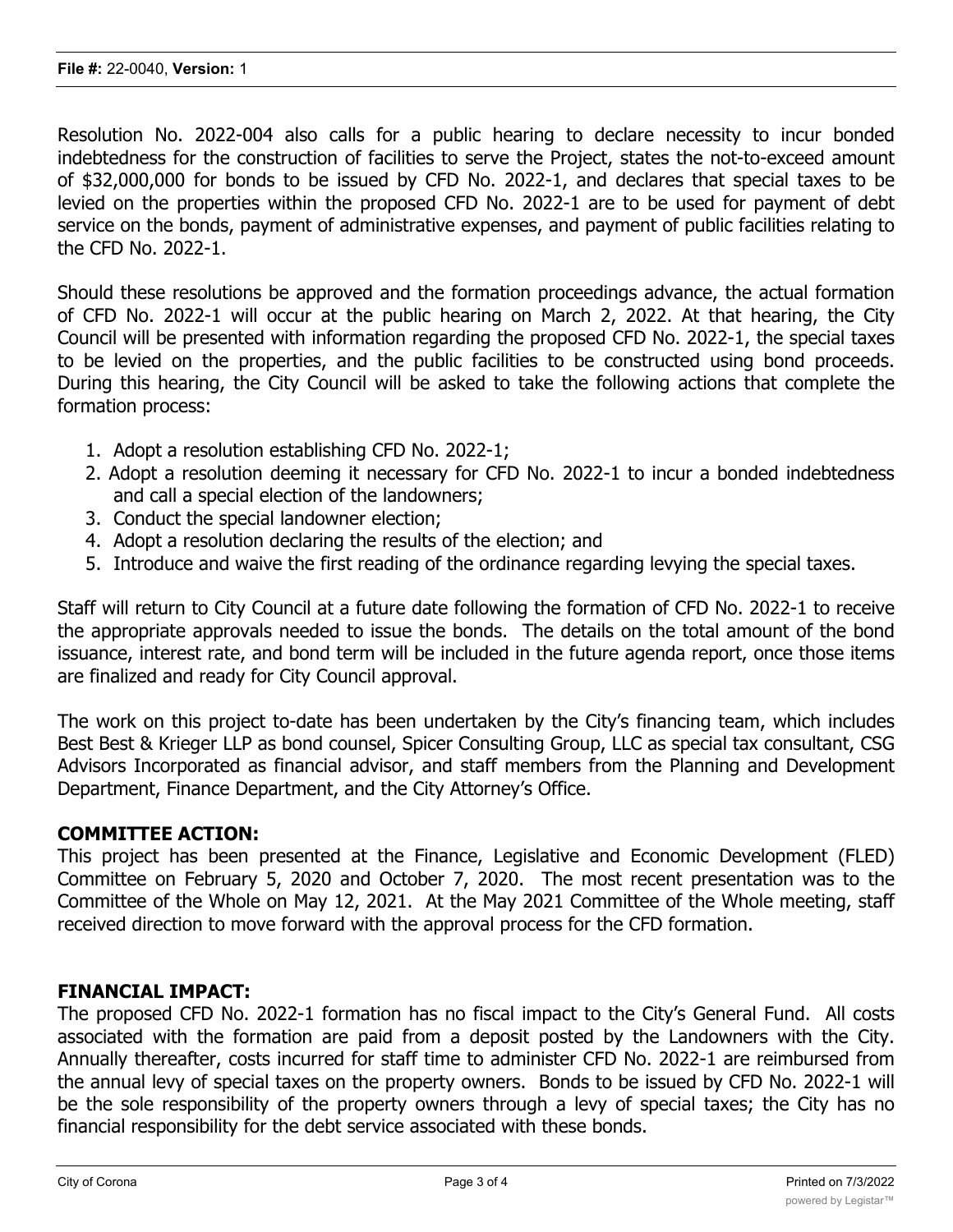Resolution No. 2022-004 also calls for a public hearing to declare necessity to incur bonded indebtedness for the construction of facilities to serve the Project, states the not-to-exceed amount of $32,000,000 for bonds to be issued by CFD No. 2022-1, and declares that special taxes to be levied on the properties within the proposed CFD No. 2022-1 are to be used for payment of debt service on the bonds, payment of administrative expenses, and payment of public facilities relating to the CFD No. 2022-1.

Should these resolutions be approved and the formation proceedings advance, the actual formation of CFD No. 2022-1 will occur at the public hearing on March 2, 2022. At that hearing, the City Council will be presented with information regarding the proposed CFD No. 2022-1, the special taxes to be levied on the properties, and the public facilities to be constructed using bond proceeds. During this hearing, the City Council will be asked to take the following actions that complete the formation process:

1. Adopt a resolution establishing CFD No. 2022-1;
2. Adopt a resolution deeming it necessary for CFD No. 2022-1 to incur a bonded indebtedness and call a special election of the landowners;
3. Conduct the special landowner election;
4. Adopt a resolution declaring the results of the election; and
5. Introduce and waive the first reading of the ordinance regarding levying the special taxes.

Staff will return to City Council at a future date following the formation of CFD No. 2022-1 to receive the appropriate approvals needed to issue the bonds. The details on the total amount of the bond issuance, interest rate, and bond term will be included in the future agenda report, once those items are finalized and ready for City Council approval.

The work on this project to-date has been undertaken by the City's financing team, which includes Best Best & Krieger LLP as bond counsel, Spicer Consulting Group, LLC as special tax consultant, CSG Advisors Incorporated as financial advisor, and staff members from the Planning and Development Department, Finance Department, and the City Attorney's Office.

**COMMITTEE ACTION:**

This project has been presented at the Finance, Legislative and Economic Development (FLED) Committee on February 5, 2020 and October 7, 2020. The most recent presentation was to the Committee of the Whole on May 12, 2021. At the May 2021 Committee of the Whole meeting, staff received direction to move forward with the approval process for the CFD formation.

**FINANCIAL IMPACT:**

The proposed CFD No. 2022-1 formation has no fiscal impact to the City's General Fund. All costs associated with the formation are paid from a deposit posted by the Landowners with the City. Annually thereafter, costs incurred for staff time to administer CFD No. 2022-1 are reimbursed from the annual levy of special taxes on the property owners. Bonds to be issued by CFD No. 2022-1 will be the sole responsibility of the property owners through a levy of special taxes; the City has no financial responsibility for the debt service associated with these bonds.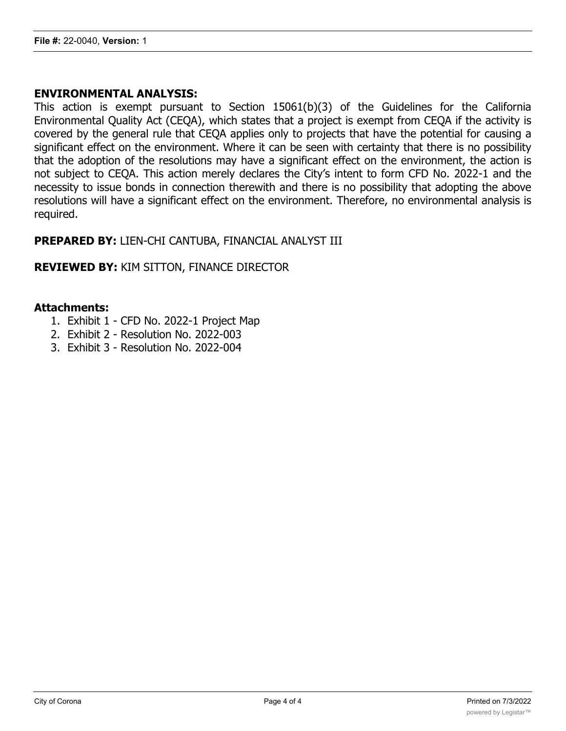## ENVIRONMENTAL ANALYSIS:

This action is exempt pursuant to Section 15061(b)(3) of the Guidelines for the California Environmental Quality Act (CEQA), which states that a project is exempt from CEQA if the activity is covered by the general rule that CEQA applies only to projects that have the potential for causing a significant effect on the environment. Where it can be seen with certainty that there is no possibility that the adoption of the resolutions may have a significant effect on the environment, the action is not subject to CEQA. This action merely declares the City's intent to form CFD No. 2022-1 and the necessity to issue bonds in connection therewith and there is no possibility that adopting the above resolutions will have a significant effect on the environment. Therefore, no environmental analysis is required.

**PREPARED BY:** LIEN-CHI CANTUBA, FINANCIAL ANALYST III

**REVIEWED BY:** KIM SITTON, FINANCE DIRECTOR

## Attachments:

1. Exhibit 1 - CFD No. 2022-1 Project Map
2. Exhibit 2 - Resolution No. 2022-003
3. Exhibit 3 - Resolution No. 2022-004